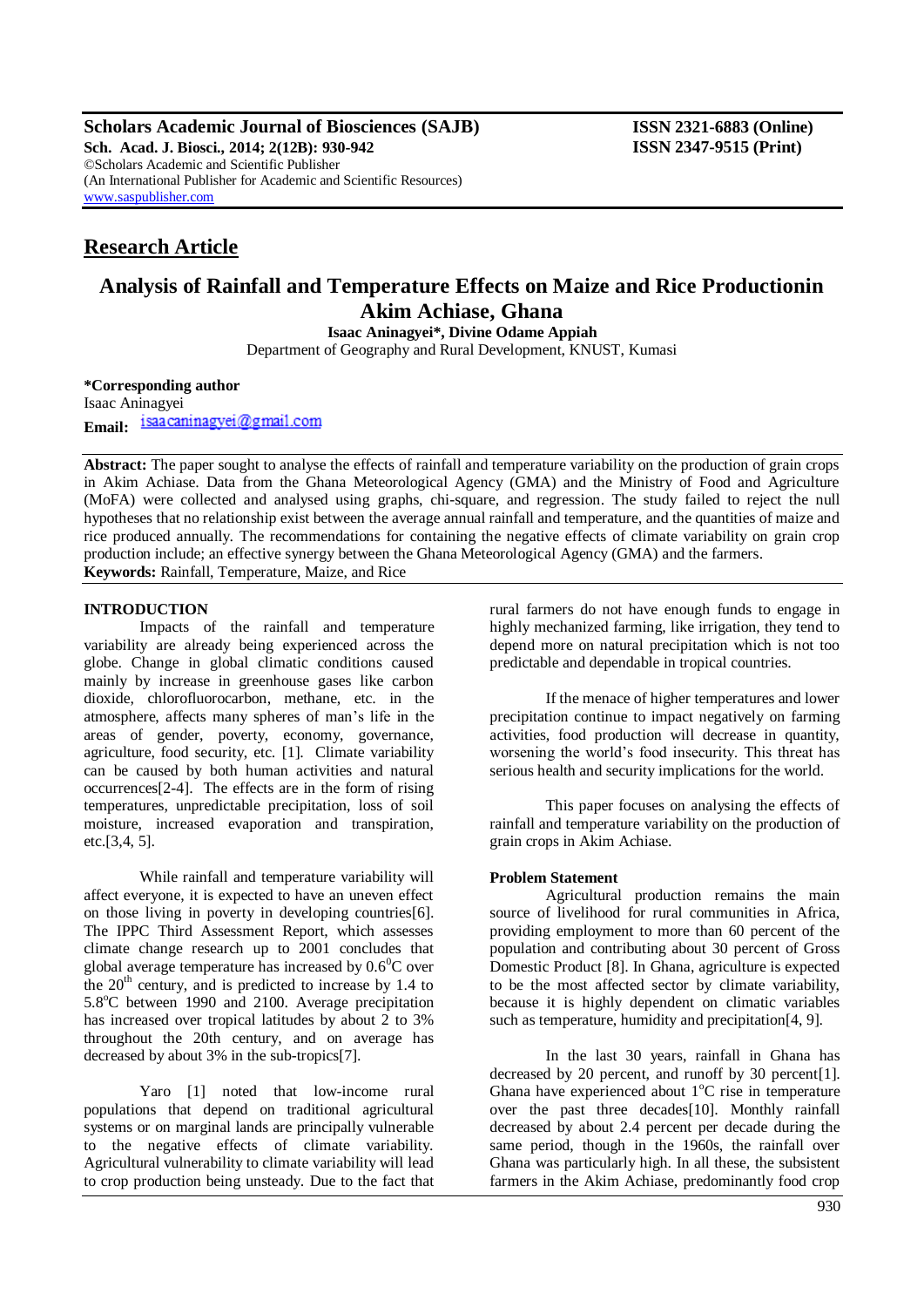# Research Article

## Analysis of Rainfall and Temperature Effects on Maize and Rice Productionin Akim Achiase, Ghana

**Isaac Aninagyei\*, Divine Odame Appiah**

Department of Geography and Rural Development, KNUST, Kumasi

**\*Corresponding author**
Isaac Aninagyei
**Email:** isaacaninagyei@gmail.com

**Abstract:** The paper sought to analyse the effects of rainfall and temperature variability on the production of grain crops in Akim Achiase. Data from the Ghana Meteorological Agency (GMA) and the Ministry of Food and Agriculture (MoFA) were collected and analysed using graphs, chi-square, and regression. The study failed to reject the null hypotheses that no relationship exist between the average annual rainfall and temperature, and the quantities of maize and rice produced annually. The recommendations for containing the negative effects of climate variability on grain crop production include; an effective synergy between the Ghana Meteorological Agency (GMA) and the farmers.
**Keywords:** Rainfall, Temperature, Maize, and Rice

### INTRODUCTION

Impacts of the rainfall and temperature variability are already being experienced across the globe. Change in global climatic conditions caused mainly by increase in greenhouse gases like carbon dioxide, chlorofluorocarbon, methane, etc. in the atmosphere, affects many spheres of man's life in the areas of gender, poverty, economy, governance, agriculture, food security, etc. [1]. Climate variability can be caused by both human activities and natural occurrences[2-4]. The effects are in the form of rising temperatures, unpredictable precipitation, loss of soil moisture, increased evaporation and transpiration, etc.[3,4, 5].

While rainfall and temperature variability will affect everyone, it is expected to have an uneven effect on those living in poverty in developing countries[6]. The IPPC Third Assessment Report, which assesses climate change research up to 2001 concludes that global average temperature has increased by $0.6^0$C over the $20^{th}$ century, and is predicted to increase by 1.4 to $5.8^o$C between 1990 and 2100. Average precipitation has increased over tropical latitudes by about 2 to 3% throughout the 20th century, and on average has decreased by about 3% in the sub-tropics[7].

Yaro [1] noted that low-income rural populations that depend on traditional agricultural systems or on marginal lands are principally vulnerable to the negative effects of climate variability. Agricultural vulnerability to climate variability will lead to crop production being unsteady. Due to the fact that rural farmers do not have enough funds to engage in highly mechanized farming, like irrigation, they tend to depend more on natural precipitation which is not too predictable and dependable in tropical countries.

If the menace of higher temperatures and lower precipitation continue to impact negatively on farming activities, food production will decrease in quantity, worsening the world's food insecurity. This threat has serious health and security implications for the world.

This paper focuses on analysing the effects of rainfall and temperature variability on the production of grain crops in Akim Achiase.

### Problem Statement

Agricultural production remains the main source of livelihood for rural communities in Africa, providing employment to more than 60 percent of the population and contributing about 30 percent of Gross Domestic Product [8]. In Ghana, agriculture is expected to be the most affected sector by climate variability, because it is highly dependent on climatic variables such as temperature, humidity and precipitation[4, 9].

In the last 30 years, rainfall in Ghana has decreased by 20 percent, and runoff by 30 percent[1]. Ghana have experienced about $1^o$C rise in temperature over the past three decades[10]. Monthly rainfall decreased by about 2.4 percent per decade during the same period, though in the 1960s, the rainfall over Ghana was particularly high. In all these, the subsistent farmers in the Akim Achiase, predominantly food crop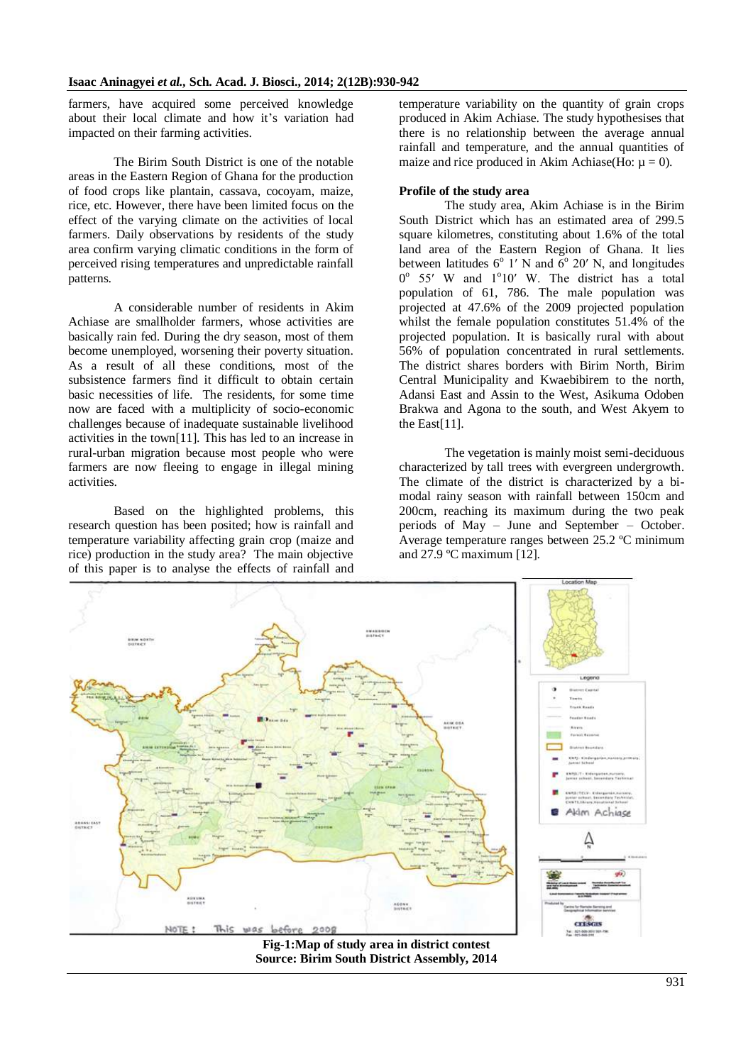farmers, have acquired some perceived knowledge about their local climate and how it's variation had impacted on their farming activities.

The Birim South District is one of the notable areas in the Eastern Region of Ghana for the production of food crops like plantain, cassava, cocoyam, maize, rice, etc. However, there have been limited focus on the effect of the varying climate on the activities of local farmers. Daily observations by residents of the study area confirm varying climatic conditions in the form of perceived rising temperatures and unpredictable rainfall patterns.

A considerable number of residents in Akim Achiase are smallholder farmers, whose activities are basically rain fed. During the dry season, most of them become unemployed, worsening their poverty situation. As a result of all these conditions, most of the subsistence farmers find it difficult to obtain certain basic necessities of life. The residents, for some time now are faced with a multiplicity of socio-economic challenges because of inadequate sustainable livelihood activities in the town[11]. This has led to an increase in rural-urban migration because most people who were farmers are now fleeing to engage in illegal mining activities.

Based on the highlighted problems, this research question has been posited; how is rainfall and temperature variability affecting grain crop (maize and rice) production in the study area? The main objective of this paper is to analyse the effects of rainfall and temperature variability on the quantity of grain crops produced in Akim Achiase. The study hypothesises that there is no relationship between the average annual rainfall and temperature, and the annual quantities of maize and rice produced in Akim Achiase(Ho: $\mu = 0$).

**Profile of the study area**

The study area, Akim Achiase is in the Birim South District which has an estimated area of 299.5 square kilometres, constituting about 1.6% of the total land area of the Eastern Region of Ghana. It lies between latitudes $6^{o}$ 1′ N and $6^{o}$ 20′ N, and longitudes $0^{o}$ 55′ W and $1^{o}$10′ W. The district has a total population of 61, 786. The male population was projected at 47.6% of the 2009 projected population whilst the female population constitutes 51.4% of the projected population. It is basically rural with about 56% of population concentrated in rural settlements. The district shares borders with Birim North, Birim Central Municipality and Kwaebibirem to the north, Adansi East and Assin to the West, Asikuma Odoben Brakwa and Agona to the south, and West Akyem to the East[11].

The vegetation is mainly moist semi-deciduous characterized by tall trees with evergreen undergrowth. The climate of the district is characterized by a bi-modal rainy season with rainfall between 150cm and 200cm, reaching its maximum during the two peak periods of May – June and September – October. Average temperature ranges between 25.2 ºC minimum and 27.9 ºC maximum [12].

**Fig-1:Map of study area in district contest**
**Source: Birim South District Assembly, 2014**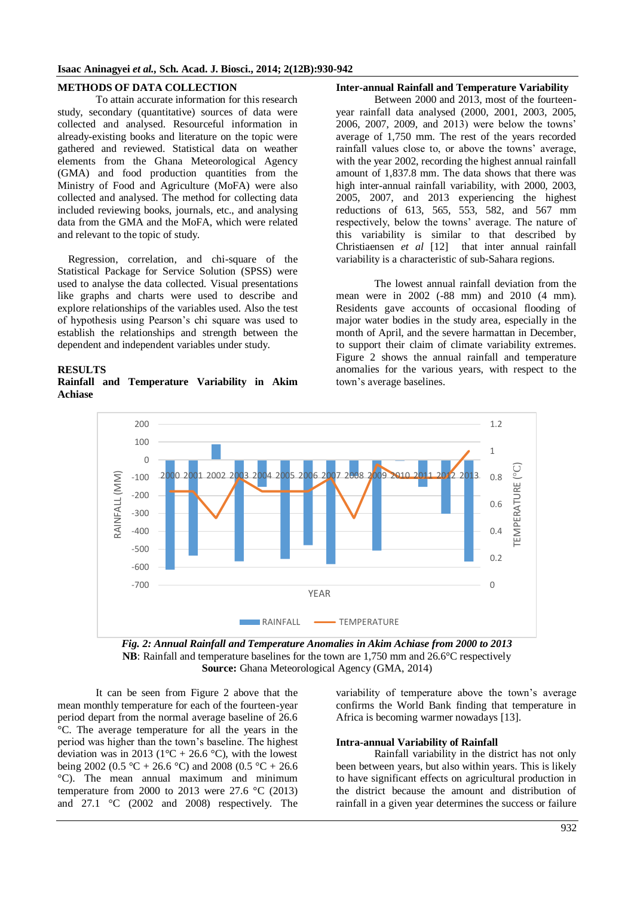## METHODS OF DATA COLLECTION

To attain accurate information for this research study, secondary (quantitative) sources of data were collected and analysed. Resourceful information in already-existing books and literature on the topic were gathered and reviewed. Statistical data on weather elements from the Ghana Meteorological Agency (GMA) and food production quantities from the Ministry of Food and Agriculture (MoFA) were also collected and analysed. The method for collecting data included reviewing books, journals, etc., and analysing data from the GMA and the MoFA, which were related and relevant to the topic of study.

Regression, correlation, and chi-square of the Statistical Package for Service Solution (SPSS) were used to analyse the data collected. Visual presentations like graphs and charts were used to describe and explore relationships of the variables used. Also the test of hypothesis using Pearson's chi square was used to establish the relationships and strength between the dependent and independent variables under study.

## RESULTS

### Rainfall and Temperature Variability in Akim Achiase

#### Inter-annual Rainfall and Temperature Variability

Between 2000 and 2013, most of the fourteen-year rainfall data analysed (2000, 2001, 2003, 2005, 2006, 2007, 2009, and 2013) were below the towns' average of 1,750 mm. The rest of the years recorded rainfall values close to, or above the towns' average, with the year 2002, recording the highest annual rainfall amount of 1,837.8 mm. The data shows that there was high inter-annual rainfall variability, with 2000, 2003, 2005, 2007, and 2013 experiencing the highest reductions of 613, 565, 553, 582, and 567 mm respectively, below the towns' average. The nature of this variability is similar to that described by Christiaensen *et al* [12] that inter annual rainfall variability is a characteristic of sub-Sahara regions.

The lowest annual rainfall deviation from the mean were in 2002 (-88 mm) and 2010 (4 mm). Residents gave accounts of occasional flooding of major water bodies in the study area, especially in the month of April, and the severe harmattan in December, to support their claim of climate variability extremes. Figure 2 shows the annual rainfall and temperature anomalies for the various years, with respect to the town's average baselines.

***Fig. 2: Annual Rainfall and Temperature Anomalies in Akim Achiase from 2000 to 2013***

**NB**: Rainfall and temperature baselines for the town are 1,750 mm and 26.6°C respectively

**Source:** Ghana Meteorological Agency (GMA, 2014)

It can be seen from Figure 2 above that the mean monthly temperature for each of the fourteen-year period depart from the normal average baseline of 26.6 °C. The average temperature for all the years in the period was higher than the town's baseline. The highest deviation was in 2013 (1°C + 26.6 °C), with the lowest being 2002 (0.5 °C + 26.6 °C) and 2008 (0.5 °C + 26.6 °C). The mean annual maximum and minimum temperature from 2000 to 2013 were 27.6 °C (2013) and 27.1 °C (2002 and 2008) respectively. The variability of temperature above the town's average confirms the World Bank finding that temperature in Africa is becoming warmer nowadays [13].

#### Intra-annual Variability of Rainfall

Rainfall variability in the district has not only been between years, but also within years. This is likely to have significant effects on agricultural production in the district because the amount and distribution of rainfall in a given year determines the success or failure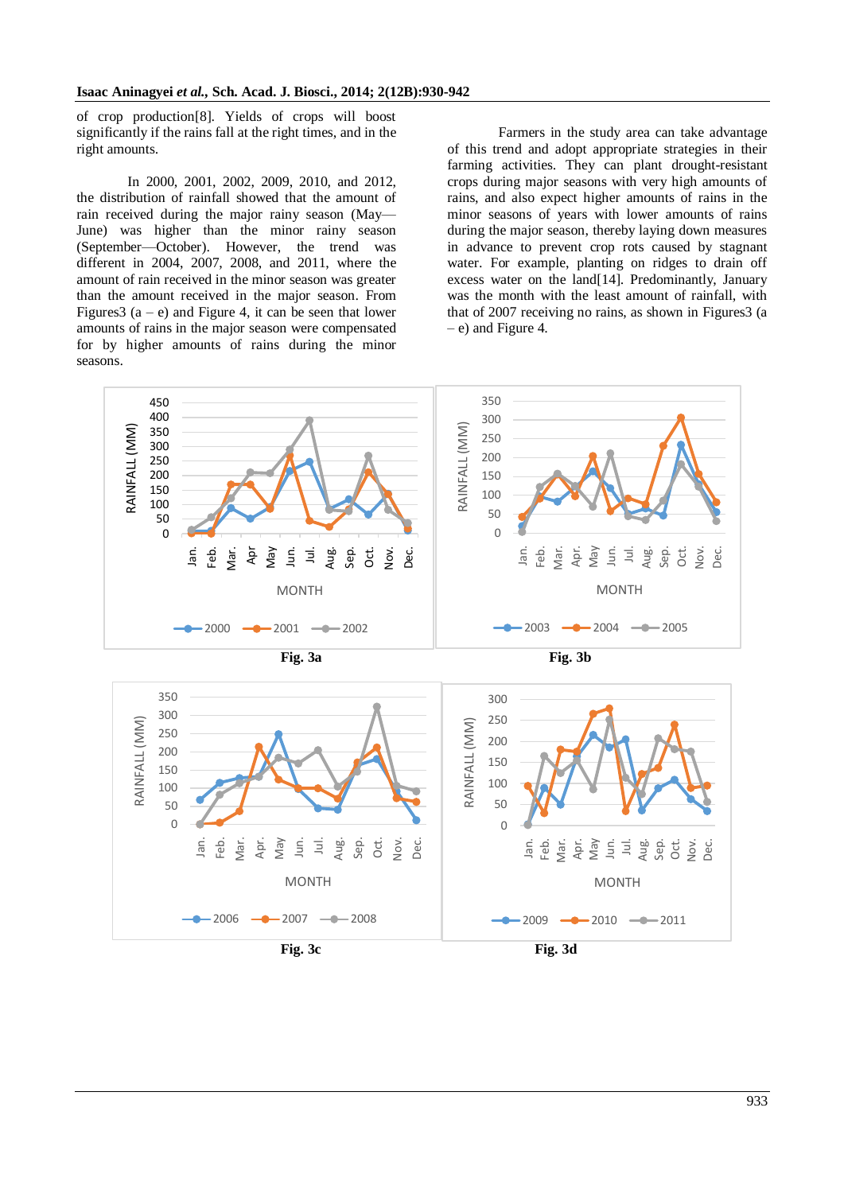of crop production[8]. Yields of crops will boost significantly if the rains fall at the right times, and in the right amounts.

In 2000, 2001, 2002, 2009, 2010, and 2012, the distribution of rainfall showed that the amount of rain received during the major rainy season (May—June) was higher than the minor rainy season (September—October). However, the trend was different in 2004, 2007, 2008, and 2011, where the amount of rain received in the minor season was greater than the amount received in the major season. From Figures3 (a – e) and Figure 4, it can be seen that lower amounts of rains in the major season were compensated for by higher amounts of rains during the minor seasons.

Farmers in the study area can take advantage of this trend and adopt appropriate strategies in their farming activities. They can plant drought-resistant crops during major seasons with very high amounts of rains, and also expect higher amounts of rains in the minor seasons of years with lower amounts of rains during the major season, thereby laying down measures in advance to prevent crop rots caused by stagnant water. For example, planting on ridges to drain off excess water on the land[14]. Predominantly, January was the month with the least amount of rainfall, with that of 2007 receiving no rains, as shown in Figures3 (a – e) and Figure 4.

**Fig. 3a**

**Fig. 3b**

**Fig. 3c**

**Fig. 3d**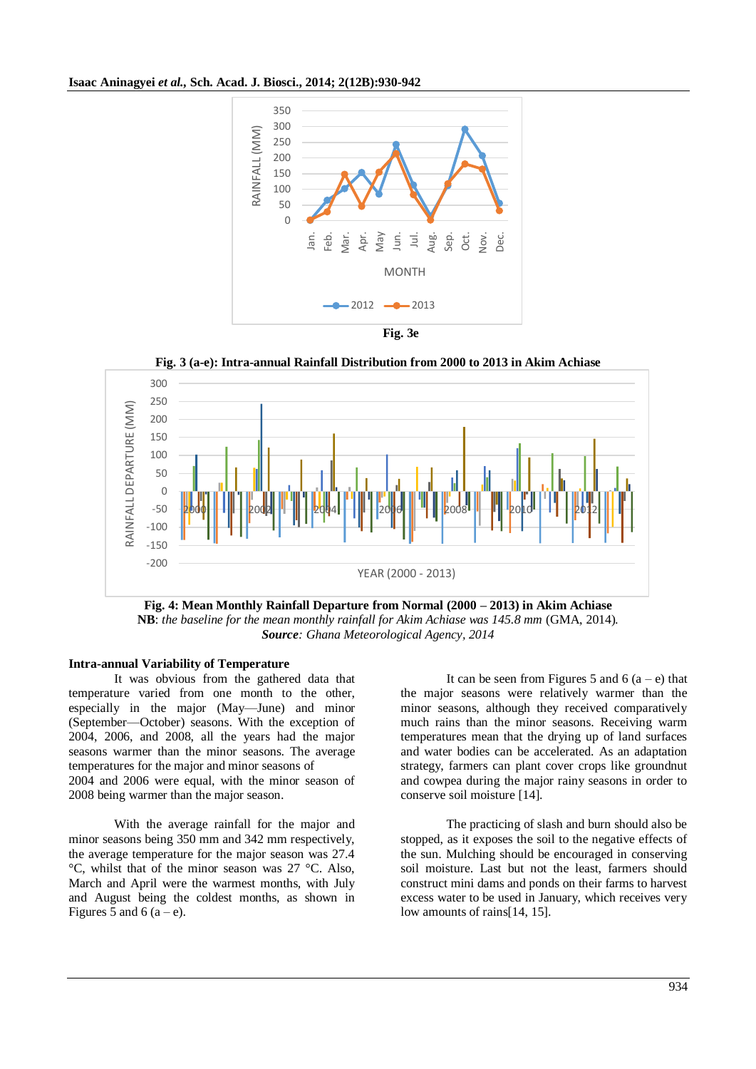**Fig. 3e**

**Fig. 3 (a-e): Intra-annual Rainfall Distribution from 2000 to 2013 in Akim Achiase**

**Fig. 4: Mean Monthly Rainfall Departure from Normal (2000 – 2013) in Akim Achiase**
**NB**: *the baseline for the mean monthly rainfall for Akim Achiase was 145.8 mm* (GMA, 2014).
***Source**: Ghana Meteorological Agency, 2014*

### Intra-annual Variability of Temperature

It was obvious from the gathered data that temperature varied from one month to the other, especially in the major (May—June) and minor (September—October) seasons. With the exception of 2004, 2006, and 2008, all the years had the major seasons warmer than the minor seasons. The average temperatures for the major and minor seasons of 2004 and 2006 were equal, with the minor season of 2008 being warmer than the major season.

With the average rainfall for the major and minor seasons being 350 mm and 342 mm respectively, the average temperature for the major season was 27.4 °C, whilst that of the minor season was 27 °C. Also, March and April were the warmest months, with July and August being the coldest months, as shown in Figures 5 and 6 (a – e).

It can be seen from Figures 5 and 6 (a – e) that the major seasons were relatively warmer than the minor seasons, although they received comparatively much rains than the minor seasons. Receiving warm temperatures mean that the drying up of land surfaces and water bodies can be accelerated. As an adaptation strategy, farmers can plant cover crops like groundnut and cowpea during the major rainy seasons in order to conserve soil moisture [14].

The practicing of slash and burn should also be stopped, as it exposes the soil to the negative effects of the sun. Mulching should be encouraged in conserving soil moisture. Last but not the least, farmers should construct mini dams and ponds on their farms to harvest excess water to be used in January, which receives very low amounts of rains[14, 15].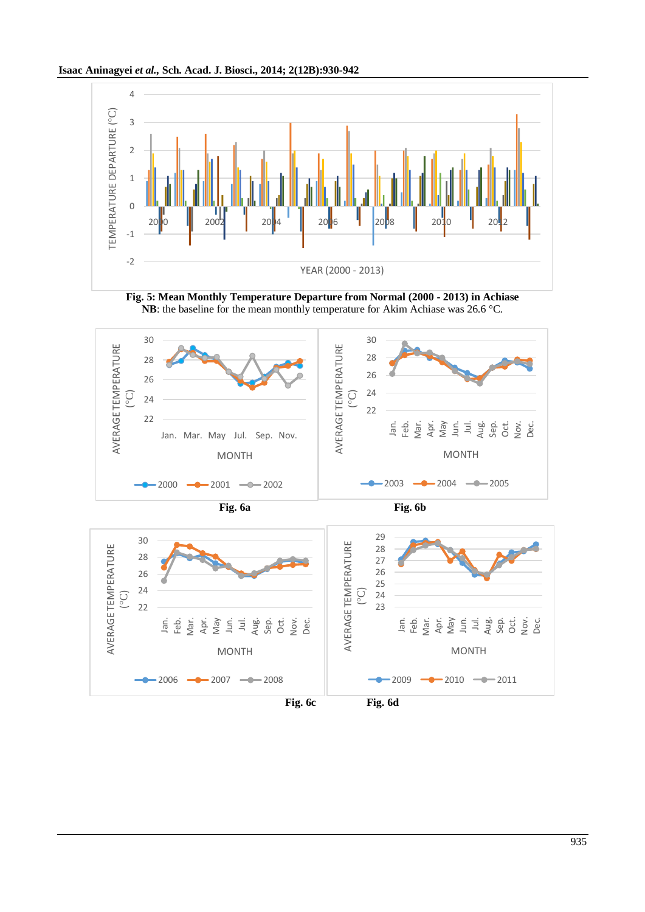**Fig. 5: Mean Monthly Temperature Departure from Normal (2000 - 2013) in Achiase**

**NB**: the baseline for the mean monthly temperature for Akim Achiase was 26.6 °C.

**Fig. 6a**

**Fig. 6b**

**Fig. 6c**

**Fig. 6d**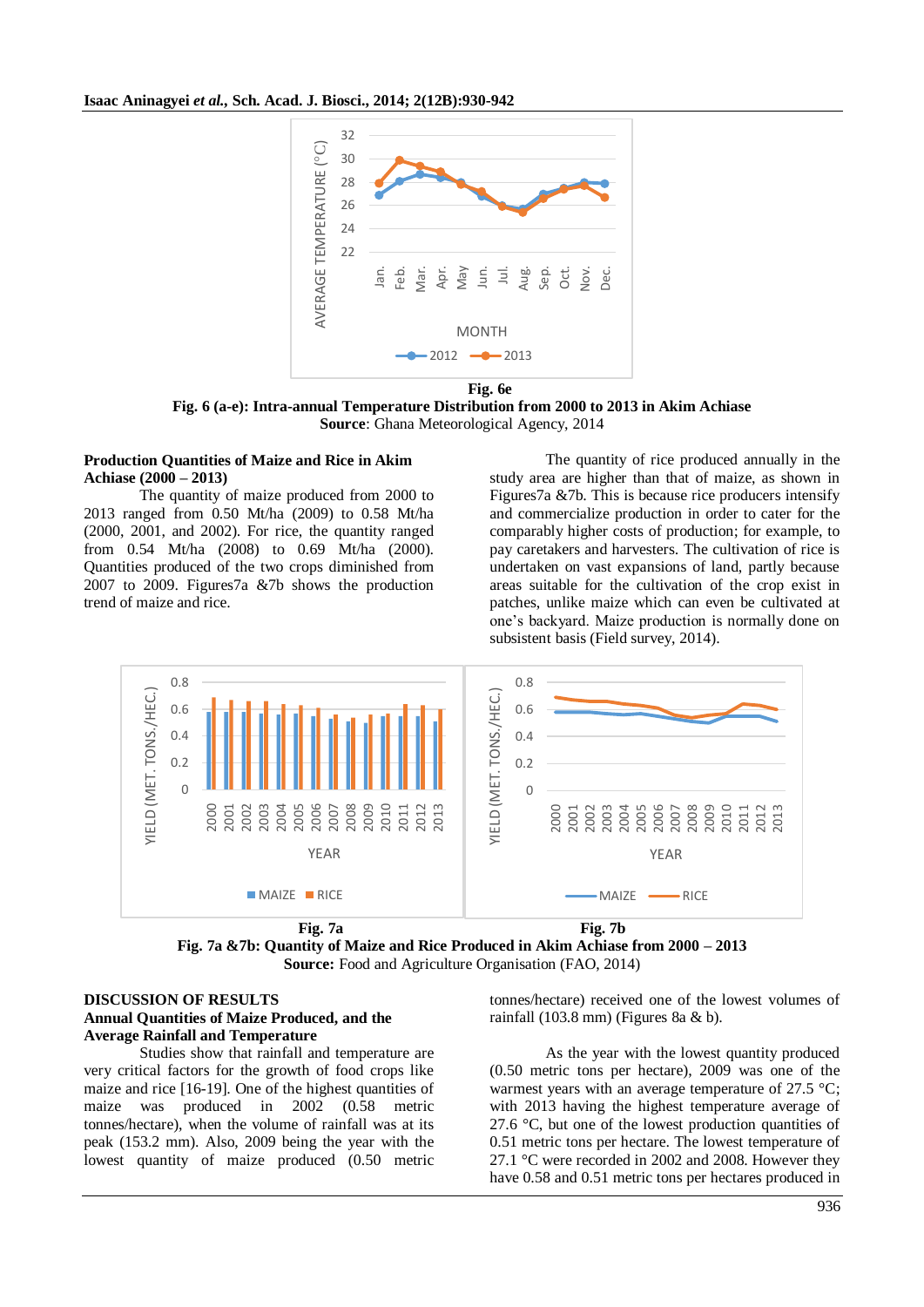**Fig. 6e**

**Fig. 6 (a-e): Intra-annual Temperature Distribution from 2000 to 2013 in Akim Achiase**
**Source**: Ghana Meteorological Agency, 2014

### Production Quantities of Maize and Rice in Akim Achiase (2000 – 2013)

The quantity of maize produced from 2000 to 2013 ranged from 0.50 Mt/ha (2009) to 0.58 Mt/ha (2000, 2001, and 2002). For rice, the quantity ranged from 0.54 Mt/ha (2008) to 0.69 Mt/ha (2000). Quantities produced of the two crops diminished from 2007 to 2009. Figures7a &7b shows the production trend of maize and rice.

The quantity of rice produced annually in the study area are higher than that of maize, as shown in Figures7a &7b. This is because rice producers intensify and commercialize production in order to cater for the comparably higher costs of production; for example, to pay caretakers and harvesters. The cultivation of rice is undertaken on vast expansions of land, partly because areas suitable for the cultivation of the crop exist in patches, unlike maize which can even be cultivated at one's backyard. Maize production is normally done on subsistent basis (Field survey, 2014).

**Fig. 7a** **Fig. 7b**

**Fig. 7a &7b: Quantity of Maize and Rice Produced in Akim Achiase from 2000 – 2013**
**Source:** Food and Agriculture Organisation (FAO, 2014)

## DISCUSSION OF RESULTS

### Annual Quantities of Maize Produced, and the Average Rainfall and Temperature

Studies show that rainfall and temperature are very critical factors for the growth of food crops like maize and rice [16-19]. One of the highest quantities of maize was produced in 2002 (0.58 metric tonnes/hectare), when the volume of rainfall was at its peak (153.2 mm). Also, 2009 being the year with the lowest quantity of maize produced (0.50 metric tonnes/hectare) received one of the lowest volumes of rainfall (103.8 mm) (Figures 8a & b).

As the year with the lowest quantity produced (0.50 metric tons per hectare), 2009 was one of the warmest years with an average temperature of 27.5 °C; with 2013 having the highest temperature average of 27.6 °C, but one of the lowest production quantities of 0.51 metric tons per hectare. The lowest temperature of 27.1 °C were recorded in 2002 and 2008. However they have 0.58 and 0.51 metric tons per hectares produced in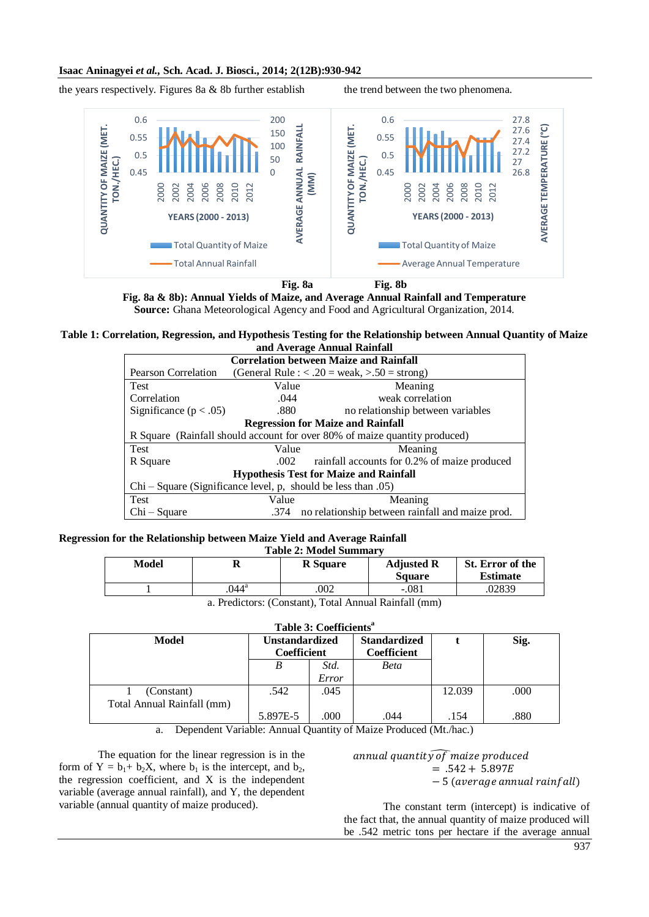the years respectively. Figures 8a & 8b further establish the trend between the two phenomena.

Fig. 8a Fig. 8b

**Fig. 8a & 8b): Annual Yields of Maize, and Average Annual Rainfall and Temperature**
**Source:** Ghana Meteorological Agency and Food and Agricultural Organization, 2014.

**Table 1: Correlation, Regression, and Hypothesis Testing for the Relationship between Annual Quantity of Maize and Average Annual Rainfall**

| **Correlation between Maize and Rainfall** | | |
|---|---|---|
| Pearson Correlation | (General Rule : < .20 = weak, >.50 = strong) | |
| Test | Value | Meaning |
| Correlation | .044 | weak correlation |
| Significance (p < .05) | .880 | no relationship between variables |
| **Regression for Maize and Rainfall** | | |
| R Square (Rainfall should account for over 80% of maize quantity produced) | | |
| Test | Value | Meaning |
| R Square | .002 | rainfall accounts for 0.2% of maize produced |
| **Hypothesis Test for Maize and Rainfall** | | |
| Chi – Square (Significance level, p, should be less than .05) | | |
| Test | Value | Meaning |
| Chi – Square | .374 | no relationship between rainfall and maize prod. |

**Regression for the Relationship between Maize Yield and Average Rainfall**

**Table 2: Model Summary**

| Model | R | R Square | Adjusted R Square | St. Error of the Estimate |
|---|---|---|---|---|
| 1 | .044[a] | .002 | -.081 | .02839 |

a. Predictors: (Constant), Total Annual Rainfall (mm)

**Table 3: Coefficients[a]**

| Model | Unstandardized Coefficient | | Standardized Coefficient | t | Sig. |
|---|---|---|---|---|---|
| | B | Std. Error | Beta | | |
| 1 (Constant) | .542 | .045 | | 12.039 | .000 |
| Total Annual Rainfall (mm) | 5.897E-5 | .000 | .044 | .154 | .880 |

a. Dependent Variable: Annual Quantity of Maize Produced (Mt./hac.)

The equation for the linear regression is in the form of $Y = b_1 + b_2X$, where $b_1$ is the intercept, and $b_2$, the regression coefficient, and X is the independent variable (average annual rainfall), and Y, the dependent variable (annual quantity of maize produced).

$$\widehat{annual\ quantity\ of\ maize\ produced} = .542 + 5.897E - 5\ (average\ annual\ rainfall)$$

The constant term (intercept) is indicative of the fact that, the annual quantity of maize produced will be .542 metric tons per hectare if the average annual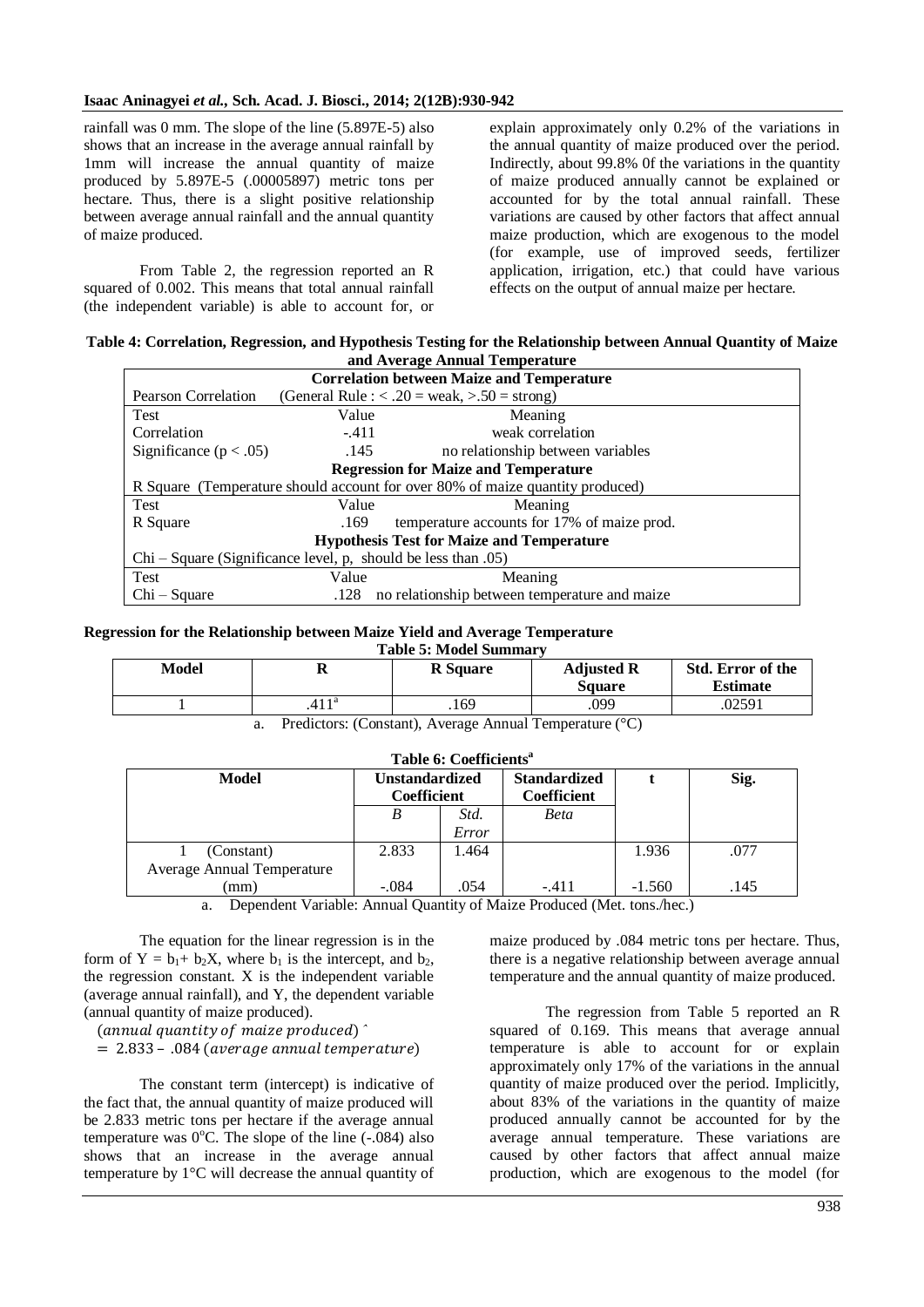rainfall was 0 mm. The slope of the line (5.897E-5) also shows that an increase in the average annual rainfall by 1mm will increase the annual quantity of maize produced by 5.897E-5 (.00005897) metric tons per hectare. Thus, there is a slight positive relationship between average annual rainfall and the annual quantity of maize produced.

From Table 2, the regression reported an R squared of 0.002. This means that total annual rainfall (the independent variable) is able to account for, or explain approximately only 0.2% of the variations in the annual quantity of maize produced over the period. Indirectly, about 99.8% 0f the variations in the quantity of maize produced annually cannot be explained or accounted for by the total annual rainfall. These variations are caused by other factors that affect annual maize production, which are exogenous to the model (for example, use of improved seeds, fertilizer application, irrigation, etc.) that could have various effects on the output of annual maize per hectare.

**Table 4: Correlation, Regression, and Hypothesis Testing for the Relationship between Annual Quantity of Maize and Average Annual Temperature**

| **Correlation between Maize and Temperature** | | |
|---|---|---|
| Pearson Correlation | (General Rule : < .20 = weak, >.50 = strong) | |
| Test | Value | Meaning |
| Correlation | -.411 | weak correlation |
| Significance ($p < .05$) | .145 | no relationship between variables |
| **Regression for Maize and Temperature** | | |
| R Square (Temperature should account for over 80% of maize quantity produced) | | |
| Test | Value | Meaning |
| R Square | .169 | temperature accounts for 17% of maize prod. |
| **Hypothesis Test for Maize and Temperature** | | |
| Chi – Square (Significance level, p, should be less than .05) | | |
| Test | Value | Meaning |
| Chi – Square | .128 | no relationship between temperature and maize |

**Regression for the Relationship between Maize Yield and Average Temperature**

**Table 5: Model Summary**

| Model | R | R Square | Adjusted R Square | Std. Error of the Estimate |
|---|---|---|---|---|
| 1 | .411[a] | .169 | .099 | .02591 |

a. Predictors: (Constant), Average Annual Temperature (°C)

**Table 6: Coefficients[a]**

| Model | Unstandardized Coefficient | | Standardized Coefficient | t | Sig. |
|---|---|---|---|---|---|
| | *B* | *Std. Error* | *Beta* | | |
| 1 (Constant) | 2.833 | 1.464 | | 1.936 | .077 |
| Average Annual Temperature (mm) | -.084 | .054 | -.411 | -1.560 | .145 |

a. Dependent Variable: Annual Quantity of Maize Produced (Met. tons./hec.)

The equation for the linear regression is in the form of $Y = b_1 + b_2X$, where $b_1$ is the intercept, and $b_2$, the regression constant. X is the independent variable (average annual rainfall), and Y, the dependent variable (annual quantity of maize produced).

$$(annual\ quantity\ of\ maize\ produced)\hat{} = 2.833 - .084\ (average\ annual\ temperature)$$

The constant term (intercept) is indicative of the fact that, the annual quantity of maize produced will be 2.833 metric tons per hectare if the average annual temperature was 0°C. The slope of the line (-.084) also shows that an increase in the average annual temperature by 1°C will decrease the annual quantity of maize produced by .084 metric tons per hectare. Thus, there is a negative relationship between average annual temperature and the annual quantity of maize produced.

The regression from Table 5 reported an R squared of 0.169. This means that average annual temperature is able to account for or explain approximately only 17% of the variations in the annual quantity of maize produced over the period. Implicitly, about 83% of the variations in the quantity of maize produced annually cannot be accounted for by the average annual temperature. These variations are caused by other factors that affect annual maize production, which are exogenous to the model (for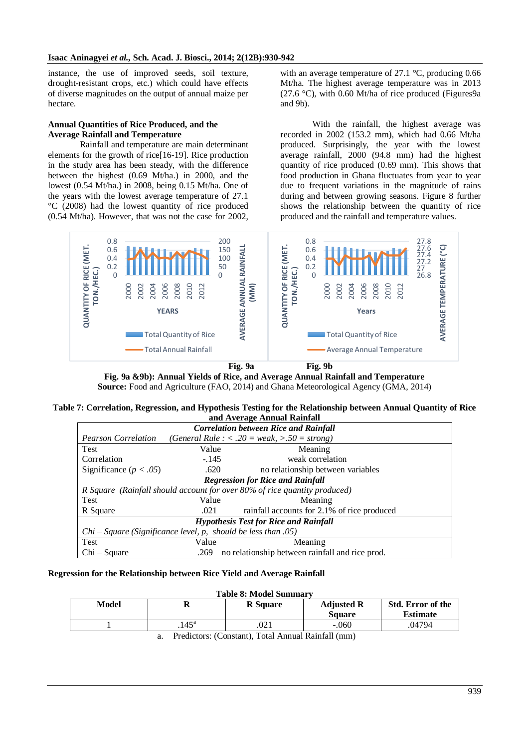instance, the use of improved seeds, soil texture, drought-resistant crops, etc.) which could have effects of diverse magnitudes on the output of annual maize per hectare.

**Annual Quantities of Rice Produced, and the Average Rainfall and Temperature**

Rainfall and temperature are main determinant elements for the growth of rice[16-19]. Rice production in the study area has been steady, with the difference between the highest (0.69 Mt/ha.) in 2000, and the lowest (0.54 Mt/ha.) in 2008, being 0.15 Mt/ha. One of the years with the lowest average temperature of 27.1 °C (2008) had the lowest quantity of rice produced (0.54 Mt/ha). However, that was not the case for 2002, with an average temperature of 27.1 °C, producing 0.66 Mt/ha. The highest average temperature was in 2013 (27.6 °C), with 0.60 Mt/ha of rice produced (Figures9a and 9b).

With the rainfall, the highest average was recorded in 2002 (153.2 mm), which had 0.66 Mt/ha produced. Surprisingly, the year with the lowest average rainfall, 2000 (94.8 mm) had the highest quantity of rice produced (0.69 mm). This shows that food production in Ghana fluctuates from year to year due to frequent variations in the magnitude of rains during and between growing seasons. Figure 8 further shows the relationship between the quantity of rice produced and the rainfall and temperature values.

Fig. 9a Fig. 9b

**Fig. 9a &9b): Annual Yields of Rice, and Average Annual Rainfall and Temperature**
**Source:** Food and Agriculture (FAO, 2014) and Ghana Meteorological Agency (GMA, 2014)

**Table 7: Correlation, Regression, and Hypothesis Testing for the Relationship between Annual Quantity of Rice and Average Annual Rainfall**

| ***Correlation between Rice and Rainfall*** | | |
|---|---|---|
| *Pearson Correlation* | *(General Rule : < .20 = weak, >.50 = strong)* | |
| Test | Value | Meaning |
| Correlation | -.145 | weak correlation |
| Significance ($p < .05$) | .620 | no relationship between variables |
| ***Regression for Rice and Rainfall*** | | |
| *R Square (Rainfall should account for over 80% of rice quantity produced)* | | |
| Test | Value | Meaning |
| R Square | .021 | rainfall accounts for 2.1% of rice produced |
| ***Hypothesis Test for Rice and Rainfall*** | | |
| *Chi – Square (Significance level, p, should be less than .05)* | | |
| Test | Value | Meaning |
| Chi – Square | .269 | no relationship between rainfall and rice prod. |

**Regression for the Relationship between Rice Yield and Average Rainfall**

**Table 8: Model Summary**

| Model | R | R Square | Adjusted R Square | Std. Error of the Estimate |
|---|---|---|---|---|
| 1 | .145[a] | .021 | -.060 | .04794 |

a. Predictors: (Constant), Total Annual Rainfall (mm)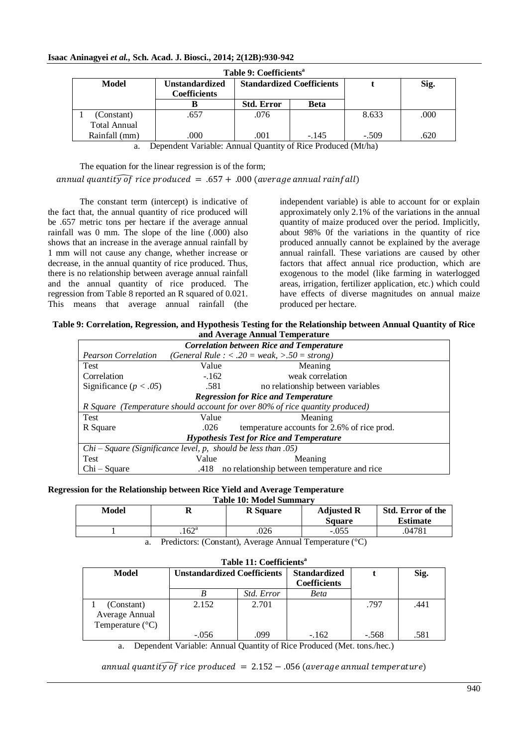**Table 9: Coefficients[a]**

| Model | Unstandardized Coefficients | Standardized Coefficients | | t | Sig. |
|---|---|---|---|---|---|
| | B | Std. Error | Beta | | |
| 1 (Constant) | .657 | .076 | | 8.633 | .000 |
| Total Annual Rainfall (mm) | .000 | .001 | -.145 | -.509 | .620 |

a. Dependent Variable: Annual Quantity of Rice Produced (Mt/ha)

The equation for the linear regression is of the form;

$$\widehat{annual\ quantity\ of}\ rice\ produced\ =\ .657 + .000\ (average\ annual\ rainfall)$$

The constant term (intercept) is indicative of the fact that, the annual quantity of rice produced will be .657 metric tons per hectare if the average annual rainfall was 0 mm. The slope of the line (.000) also shows that an increase in the average annual rainfall by 1 mm will not cause any change, whether increase or decrease, in the annual quantity of rice produced. Thus, there is no relationship between average annual rainfall and the annual quantity of rice produced. The regression from Table 8 reported an R squared of 0.021. This means that average annual rainfall (the independent variable) is able to account for or explain approximately only 2.1% of the variations in the annual quantity of maize produced over the period. Implicitly, about 98% 0f the variations in the quantity of rice produced annually cannot be explained by the average annual rainfall. These variations are caused by other factors that affect annual rice production, which are exogenous to the model (like farming in waterlogged areas, irrigation, fertilizer application, etc.) which could have effects of diverse magnitudes on annual maize produced per hectare.

**Table 9: Correlation, Regression, and Hypothesis Testing for the Relationship between Annual Quantity of Rice and Average Annual Temperature**

| *Correlation between Rice and Temperature* | | |
|---|---|---|
| *Pearson Correlation* | *(General Rule : < .20 = weak, >.50 = strong)* | |
| Test | Value | Meaning |
| Correlation | -.162 | weak correlation |
| Significance (*p < .05*) | .581 | no relationship between variables |
| *Regression for Rice and Temperature* | | |
| *R Square (Temperature should account for over 80% of rice quantity produced)* | | |
| Test | Value | Meaning |
| R Square | .026 | temperature accounts for 2.6% of rice prod. |
| *Hypothesis Test for Rice and Temperature* | | |
| *Chi – Square (Significance level, p, should be less than .05)* | | |
| Test | Value | Meaning |
| Chi – Square | .418 | no relationship between temperature and rice |

**Regression for the Relationship between Rice Yield and Average Temperature**

**Table 10: Model Summary**

| Model | R | R Square | Adjusted R Square | Std. Error of the Estimate |
|---|---|---|---|---|
| 1 | .162[a] | .026 | -.055 | .04781 |

a. Predictors: (Constant), Average Annual Temperature (°C)

**Table 11: Coefficients[a]**

| Model | Unstandardized Coefficients | | Standardized Coefficients | t | Sig. |
|---|---|---|---|---|---|
| | *B* | *Std. Error* | *Beta* | | |
| 1 (Constant) | 2.152 | 2.701 | | .797 | .441 |
| Average Annual Temperature (°C) | -.056 | .099 | -.162 | -.568 | .581 |

a. Dependent Variable: Annual Quantity of Rice Produced (Met. tons./hec.)

$$\widehat{annual\ quantity\ of}\ rice\ produced\ =\ 2.152 - .056\ (average\ annual\ temperature)$$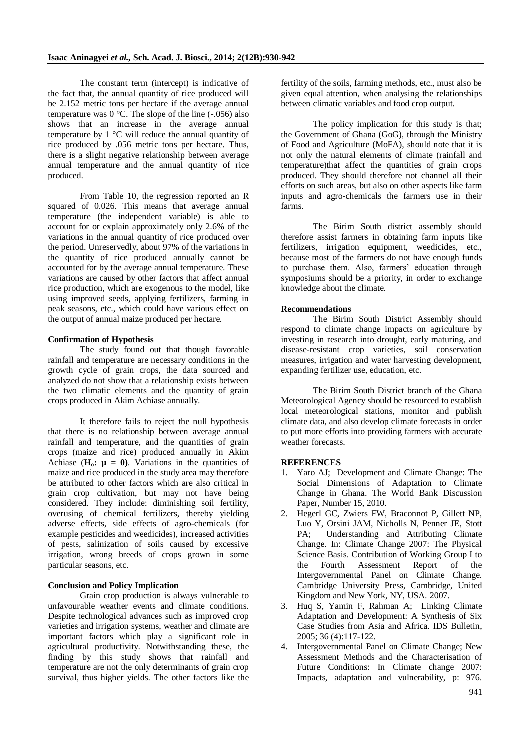The constant term (intercept) is indicative of the fact that, the annual quantity of rice produced will be 2.152 metric tons per hectare if the average annual temperature was 0 °C. The slope of the line (-.056) also shows that an increase in the average annual temperature by 1 °C will reduce the annual quantity of rice produced by .056 metric tons per hectare. Thus, there is a slight negative relationship between average annual temperature and the annual quantity of rice produced.

From Table 10, the regression reported an R squared of 0.026. This means that average annual temperature (the independent variable) is able to account for or explain approximately only 2.6% of the variations in the annual quantity of rice produced over the period. Unreservedly, about 97% of the variations in the quantity of rice produced annually cannot be accounted for by the average annual temperature. These variations are caused by other factors that affect annual rice production, which are exogenous to the model, like using improved seeds, applying fertilizers, farming in peak seasons, etc., which could have various effect on the output of annual maize produced per hectare.

**Confirmation of Hypothesis**

The study found out that though favorable rainfall and temperature are necessary conditions in the growth cycle of grain crops, the data sourced and analyzed do not show that a relationship exists between the two climatic elements and the quantity of grain crops produced in Akim Achiase annually.

It therefore fails to reject the null hypothesis that there is no relationship between average annual rainfall and temperature, and the quantities of grain crops (maize and rice) produced annually in Akim Achiase (**$H_o$: $\mu = 0$**). Variations in the quantities of maize and rice produced in the study area may therefore be attributed to other factors which are also critical in grain crop cultivation, but may not have being considered. They include: diminishing soil fertility, overusing of chemical fertilizers, thereby yielding adverse effects, side effects of agro-chemicals (for example pesticides and weedicides), increased activities of pests, salinization of soils caused by excessive irrigation, wrong breeds of crops grown in some particular seasons, etc.

**Conclusion and Policy Implication**

Grain crop production is always vulnerable to unfavourable weather events and climate conditions. Despite technological advances such as improved crop varieties and irrigation systems, weather and climate are important factors which play a significant role in agricultural productivity. Notwithstanding these, the finding by this study shows that rainfall and temperature are not the only determinants of grain crop survival, thus higher yields. The other factors like the fertility of the soils, farming methods, etc., must also be given equal attention, when analysing the relationships between climatic variables and food crop output.

The policy implication for this study is that; the Government of Ghana (GoG), through the Ministry of Food and Agriculture (MoFA), should note that it is not only the natural elements of climate (rainfall and temperature)that affect the quantities of grain crops produced. They should therefore not channel all their efforts on such areas, but also on other aspects like farm inputs and agro-chemicals the farmers use in their farms.

The Birim South district assembly should therefore assist farmers in obtaining farm inputs like fertilizers, irrigation equipment, weedicides, etc., because most of the farmers do not have enough funds to purchase them. Also, farmers' education through symposiums should be a priority, in order to exchange knowledge about the climate.

**Recommendations**

The Birim South District Assembly should respond to climate change impacts on agriculture by investing in research into drought, early maturing, and disease-resistant crop varieties, soil conservation measures, irrigation and water harvesting development, expanding fertilizer use, education, etc.

The Birim South District branch of the Ghana Meteorological Agency should be resourced to establish local meteorological stations, monitor and publish climate data, and also develop climate forecasts in order to put more efforts into providing farmers with accurate weather forecasts.

**REFERENCES**

1. Yaro AJ; Development and Climate Change: The Social Dimensions of Adaptation to Climate Change in Ghana. The World Bank Discussion Paper, Number 15, 2010.
2. Hegerl GC, Zwiers FW, Braconnot P, Gillett NP, Luo Y, Orsini JAM, Nicholls N, Penner JE, Stott PA; Understanding and Attributing Climate Change. In: Climate Change 2007: The Physical Science Basis. Contribution of Working Group I to the Fourth Assessment Report of the Intergovernmental Panel on Climate Change. Cambridge University Press, Cambridge, United Kingdom and New York, NY, USA. 2007.
3. Huq S, Yamin F, Rahman A; Linking Climate Adaptation and Development: A Synthesis of Six Case Studies from Asia and Africa. IDS Bulletin, 2005; 36 (4):117-122.
4. Intergovernmental Panel on Climate Change; New Assessment Methods and the Characterisation of Future Conditions: In Climate change 2007: Impacts, adaptation and vulnerability, p: 976.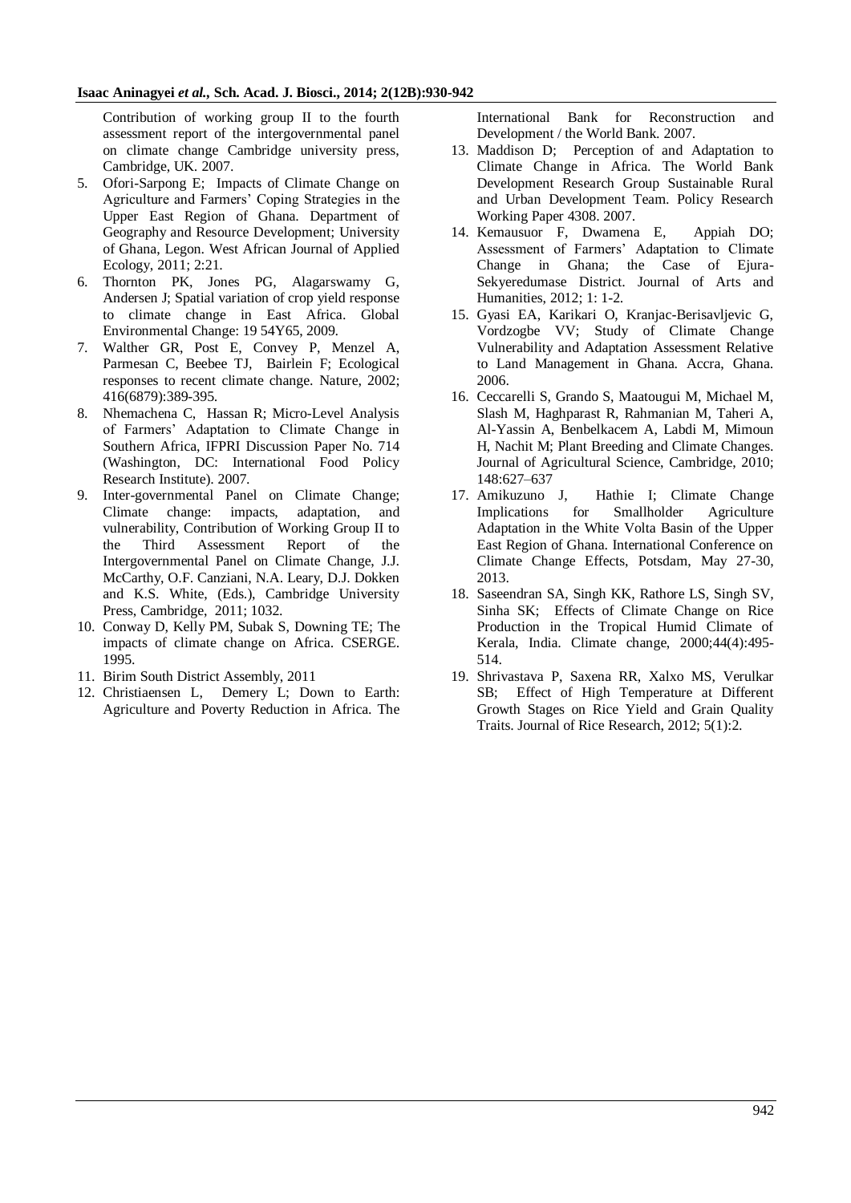Contribution of working group II to the fourth assessment report of the intergovernmental panel on climate change Cambridge university press, Cambridge, UK. 2007.

5. Ofori-Sarpong E; Impacts of Climate Change on Agriculture and Farmers' Coping Strategies in the Upper East Region of Ghana. Department of Geography and Resource Development; University of Ghana, Legon. West African Journal of Applied Ecology, 2011; 2:21.
6. Thornton PK, Jones PG, Alagarswamy G, Andersen J; Spatial variation of crop yield response to climate change in East Africa. Global Environmental Change: 19 54Y65, 2009.
7. Walther GR, Post E, Convey P, Menzel A, Parmesan C, Beebee TJ, Bairlein F; Ecological responses to recent climate change. Nature, 2002; 416(6879):389-395.
8. Nhemachena C, Hassan R; Micro-Level Analysis of Farmers' Adaptation to Climate Change in Southern Africa, IFPRI Discussion Paper No. 714 (Washington, DC: International Food Policy Research Institute). 2007.
9. Inter-governmental Panel on Climate Change; Climate change: impacts, adaptation, and vulnerability, Contribution of Working Group II to the Third Assessment Report of the Intergovernmental Panel on Climate Change, J.J. McCarthy, O.F. Canziani, N.A. Leary, D.J. Dokken and K.S. White, (Eds.), Cambridge University Press, Cambridge, 2011; 1032.
10. Conway D, Kelly PM, Subak S, Downing TE; The impacts of climate change on Africa. CSERGE. 1995.
11. Birim South District Assembly, 2011
12. Christiaensen L, Demery L; Down to Earth: Agriculture and Poverty Reduction in Africa. The International Bank for Reconstruction and Development / the World Bank. 2007.
13. Maddison D; Perception of and Adaptation to Climate Change in Africa. The World Bank Development Research Group Sustainable Rural and Urban Development Team. Policy Research Working Paper 4308. 2007.
14. Kemausuor F, Dwamena E, Appiah DO; Assessment of Farmers' Adaptation to Climate Change in Ghana; the Case of Ejura-Sekyeredumase District. Journal of Arts and Humanities, 2012; 1: 1-2.
15. Gyasi EA, Karikari O, Kranjac-Berisavljevic G, Vordzogbe VV; Study of Climate Change Vulnerability and Adaptation Assessment Relative to Land Management in Ghana. Accra, Ghana. 2006.
16. Ceccarelli S, Grando S, Maatougui M, Michael M, Slash M, Haghparast R, Rahmanian M, Taheri A, Al-Yassin A, Benbelkacem A, Labdi M, Mimoun H, Nachit M; Plant Breeding and Climate Changes. Journal of Agricultural Science, Cambridge, 2010; 148:627–637
17. Amikuzuno J, Hathie I; Climate Change Implications for Smallholder Agriculture Adaptation in the White Volta Basin of the Upper East Region of Ghana. International Conference on Climate Change Effects, Potsdam, May 27-30, 2013.
18. Saseendran SA, Singh KK, Rathore LS, Singh SV, Sinha SK; Effects of Climate Change on Rice Production in the Tropical Humid Climate of Kerala, India. Climate change, 2000;44(4):495-514.
19. Shrivastava P, Saxena RR, Xalxo MS, Verulkar SB; Effect of High Temperature at Different Growth Stages on Rice Yield and Grain Quality Traits. Journal of Rice Research, 2012; 5(1):2.